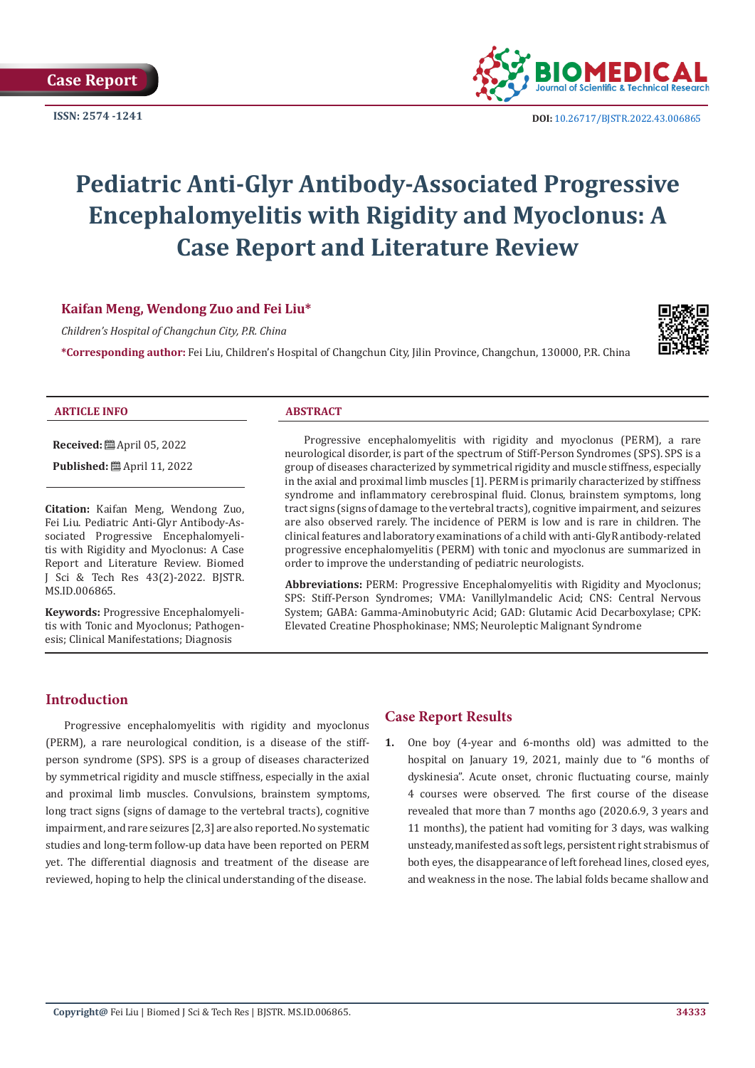# Pediatric Anti-Glyr Antibody-Associated Progressive Encephalomyelitis with Rigidity and Myoclonus: A Case Report and Literature Review

**Kaifan Meng, Wendong Zuo and Fei Liu***

*Children's Hospital of Changchun City, P.R. China*

**\*Corresponding author:** Fei Liu, Children's Hospital of Changchun City, Jilin Province, Changchun, 130000, P.R. China

## ARTICLE INFO

**Received:** April 05, 2022

**Published:** April 11, 2022

**Citation:** Kaifan Meng, Wendong Zuo, Fei Liu. Pediatric Anti-Glyr Antibody-Associated Progressive Encephalomyelitis with Rigidity and Myoclonus: A Case Report and Literature Review. Biomed J Sci & Tech Res 43(2)-2022. BJSTR. MS.ID.006865.

**Keywords:** Progressive Encephalomyelitis with Tonic and Myoclonus; Pathogenesis; Clinical Manifestations; Diagnosis

## ABSTRACT

Progressive encephalomyelitis with rigidity and myoclonus (PERM), a rare neurological disorder, is part of the spectrum of Stiff-Person Syndromes (SPS). SPS is a group of diseases characterized by symmetrical rigidity and muscle stiffness, especially in the axial and proximal limb muscles [1]. PERM is primarily characterized by stiffness syndrome and inflammatory cerebrospinal fluid. Clonus, brainstem symptoms, long tract signs (signs of damage to the vertebral tracts), cognitive impairment, and seizures are also observed rarely. The incidence of PERM is low and is rare in children. The clinical features and laboratory examinations of a child with anti-GlyR antibody-related progressive encephalomyelitis (PERM) with tonic and myoclonus are summarized in order to improve the understanding of pediatric neurologists.

**Abbreviations:** PERM: Progressive Encephalomyelitis with Rigidity and Myoclonus; SPS: Stiff-Person Syndromes; VMA: Vanillylmandelic Acid; CNS: Central Nervous System; GABA: Gamma-Aminobutyric Acid; GAD: Glutamic Acid Decarboxylase; CPK: Elevated Creatine Phosphokinase; NMS; Neuroleptic Malignant Syndrome

## Introduction

Progressive encephalomyelitis with rigidity and myoclonus (PERM), a rare neurological condition, is a disease of the stiff-person syndrome (SPS). SPS is a group of diseases characterized by symmetrical rigidity and muscle stiffness, especially in the axial and proximal limb muscles. Convulsions, brainstem symptoms, long tract signs (signs of damage to the vertebral tracts), cognitive impairment, and rare seizures [2,3] are also reported. No systematic studies and long-term follow-up data have been reported on PERM yet. The differential diagnosis and treatment of the disease are reviewed, hoping to help the clinical understanding of the disease.

## Case Report Results

1. One boy (4-year and 6-months old) was admitted to the hospital on January 19, 2021, mainly due to "6 months of dyskinesia". Acute onset, chronic fluctuating course, mainly 4 courses were observed. The first course of the disease revealed that more than 7 months ago (2020.6.9, 3 years and 11 months), the patient had vomiting for 3 days, was walking unsteady, manifested as soft legs, persistent right strabismus of both eyes, the disappearance of left forehead lines, closed eyes, and weakness in the nose. The labial folds became shallow and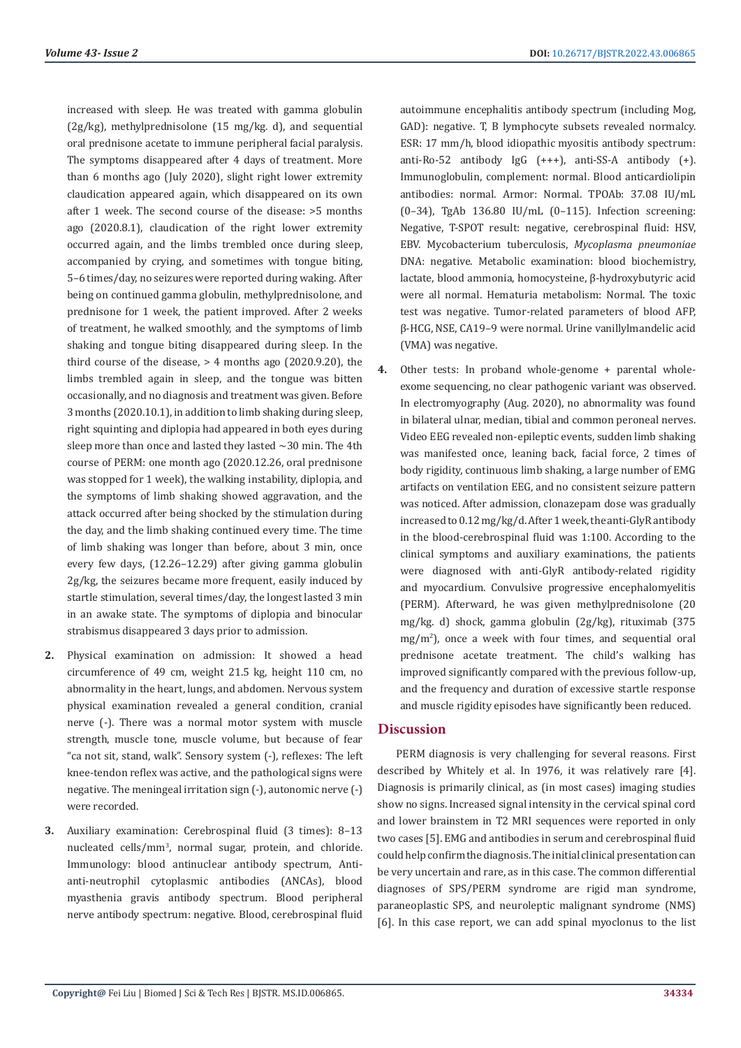increased with sleep. He was treated with gamma globulin (2g/kg), methylprednisolone (15 mg/kg. d), and sequential oral prednisone acetate to immune peripheral facial paralysis. The symptoms disappeared after 4 days of treatment. More than 6 months ago (July 2020), slight right lower extremity claudication appeared again, which disappeared on its own after 1 week. The second course of the disease: >5 months ago (2020.8.1), claudication of the right lower extremity occurred again, and the limbs trembled once during sleep, accompanied by crying, and sometimes with tongue biting, 5–6 times/day, no seizures were reported during waking. After being on continued gamma globulin, methylprednisolone, and prednisone for 1 week, the patient improved. After 2 weeks of treatment, he walked smoothly, and the symptoms of limb shaking and tongue biting disappeared during sleep. In the third course of the disease, > 4 months ago (2020.9.20), the limbs trembled again in sleep, and the tongue was bitten occasionally, and no diagnosis and treatment was given. Before 3 months (2020.10.1), in addition to limb shaking during sleep, right squinting and diplopia had appeared in both eyes during sleep more than once and lasted they lasted ~30 min. The 4th course of PERM: one month ago (2020.12.26, oral prednisone was stopped for 1 week), the walking instability, diplopia, and the symptoms of limb shaking showed aggravation, and the attack occurred after being shocked by the stimulation during the day, and the limb shaking continued every time. The time of limb shaking was longer than before, about 3 min, once every few days, (12.26–12.29) after giving gamma globulin 2g/kg, the seizures became more frequent, easily induced by startle stimulation, several times/day, the longest lasted 3 min in an awake state. The symptoms of diplopia and binocular strabismus disappeared 3 days prior to admission.

2. Physical examination on admission: It showed a head circumference of 49 cm, weight 21.5 kg, height 110 cm, no abnormality in the heart, lungs, and abdomen. Nervous system physical examination revealed a general condition, cranial nerve (-). There was a normal motor system with muscle strength, muscle tone, muscle volume, but because of fear "ca not sit, stand, walk". Sensory system (-), reflexes: The left knee-tendon reflex was active, and the pathological signs were negative. The meningeal irritation sign (-), autonomic nerve (-) were recorded.

3. Auxiliary examination: Cerebrospinal fluid (3 times): 8–13 nucleated cells/mm$^3$, normal sugar, protein, and chloride. Immunology: blood antinuclear antibody spectrum, Anti-anti-neutrophil cytoplasmic antibodies (ANCAs), blood myasthenia gravis antibody spectrum. Blood peripheral nerve antibody spectrum: negative. Blood, cerebrospinal fluid autoimmune encephalitis antibody spectrum (including Mog, GAD): negative. T, B lymphocyte subsets revealed normalcy. ESR: 17 mm/h, blood idiopathic myositis antibody spectrum: anti-Ro-52 antibody IgG (+++), anti-SS-A antibody (+). Immunoglobulin, complement: normal. Blood anticardiolipin antibodies: normal. Armor: Normal. TPOAb: 37.08 IU/mL (0–34), TgAb 136.80 IU/mL (0–115). Infection screening: Negative, T-SPOT result: negative, cerebrospinal fluid: HSV, EBV. Mycobacterium tuberculosis, *Mycoplasma pneumoniae* DNA: negative. Metabolic examination: blood biochemistry, lactate, blood ammonia, homocysteine, β-hydroxybutyric acid were all normal. Hematuria metabolism: Normal. The toxic test was negative. Tumor-related parameters of blood AFP, β-HCG, NSE, CA19–9 were normal. Urine vanillylmandelic acid (VMA) was negative.

4. Other tests: In proband whole-genome + parental whole-exome sequencing, no clear pathogenic variant was observed. In electromyography (Aug. 2020), no abnormality was found in bilateral ulnar, median, tibial and common peroneal nerves. Video EEG revealed non-epileptic events, sudden limb shaking was manifested once, leaning back, facial force, 2 times of body rigidity, continuous limb shaking, a large number of EMG artifacts on ventilation EEG, and no consistent seizure pattern was noticed. After admission, clonazepam dose was gradually increased to 0.12 mg/kg/d. After 1 week, the anti-GlyR antibody in the blood-cerebrospinal fluid was 1:100. According to the clinical symptoms and auxiliary examinations, the patients were diagnosed with anti-GlyR antibody-related rigidity and myocardium. Convulsive progressive encephalomyelitis (PERM). Afterward, he was given methylprednisolone (20 mg/kg. d) shock, gamma globulin (2g/kg), rituximab (375 mg/m$^2$), once a week with four times, and sequential oral prednisone acetate treatment. The child's walking has improved significantly compared with the previous follow-up, and the frequency and duration of excessive startle response and muscle rigidity episodes have significantly been reduced.

## Discussion

PERM diagnosis is very challenging for several reasons. First described by Whitely et al. In 1976, it was relatively rare [4]. Diagnosis is primarily clinical, as (in most cases) imaging studies show no signs. Increased signal intensity in the cervical spinal cord and lower brainstem in T2 MRI sequences were reported in only two cases [5]. EMG and antibodies in serum and cerebrospinal fluid could help confirm the diagnosis. The initial clinical presentation can be very uncertain and rare, as in this case. The common differential diagnoses of SPS/PERM syndrome are rigid man syndrome, paraneoplastic SPS, and neuroleptic malignant syndrome (NMS) [6]. In this case report, we can add spinal myoclonus to the list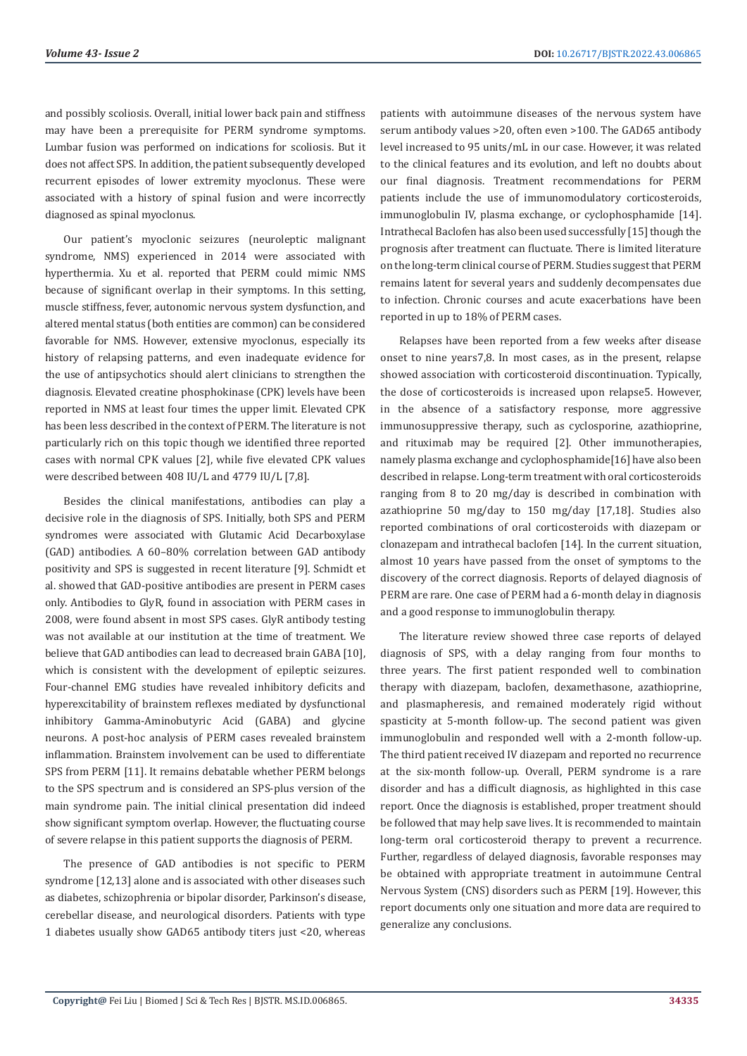and possibly scoliosis. Overall, initial lower back pain and stiffness may have been a prerequisite for PERM syndrome symptoms. Lumbar fusion was performed on indications for scoliosis. But it does not affect SPS. In addition, the patient subsequently developed recurrent episodes of lower extremity myoclonus. These were associated with a history of spinal fusion and were incorrectly diagnosed as spinal myoclonus.

Our patient's myoclonic seizures (neuroleptic malignant syndrome, NMS) experienced in 2014 were associated with hyperthermia. Xu et al. reported that PERM could mimic NMS because of significant overlap in their symptoms. In this setting, muscle stiffness, fever, autonomic nervous system dysfunction, and altered mental status (both entities are common) can be considered favorable for NMS. However, extensive myoclonus, especially its history of relapsing patterns, and even inadequate evidence for the use of antipsychotics should alert clinicians to strengthen the diagnosis. Elevated creatine phosphokinase (CPK) levels have been reported in NMS at least four times the upper limit. Elevated CPK has been less described in the context of PERM. The literature is not particularly rich on this topic though we identified three reported cases with normal CPK values [2], while five elevated CPK values were described between 408 IU/L and 4779 IU/L [7,8].

Besides the clinical manifestations, antibodies can play a decisive role in the diagnosis of SPS. Initially, both SPS and PERM syndromes were associated with Glutamic Acid Decarboxylase (GAD) antibodies. A 60–80% correlation between GAD antibody positivity and SPS is suggested in recent literature [9]. Schmidt et al. showed that GAD-positive antibodies are present in PERM cases only. Antibodies to GlyR, found in association with PERM cases in 2008, were found absent in most SPS cases. GlyR antibody testing was not available at our institution at the time of treatment. We believe that GAD antibodies can lead to decreased brain GABA [10], which is consistent with the development of epileptic seizures. Four-channel EMG studies have revealed inhibitory deficits and hyperexcitability of brainstem reflexes mediated by dysfunctional inhibitory Gamma-Aminobutyric Acid (GABA) and glycine neurons. A post-hoc analysis of PERM cases revealed brainstem inflammation. Brainstem involvement can be used to differentiate SPS from PERM [11]. It remains debatable whether PERM belongs to the SPS spectrum and is considered an SPS-plus version of the main syndrome pain. The initial clinical presentation did indeed show significant symptom overlap. However, the fluctuating course of severe relapse in this patient supports the diagnosis of PERM.

The presence of GAD antibodies is not specific to PERM syndrome [12,13] alone and is associated with other diseases such as diabetes, schizophrenia or bipolar disorder, Parkinson's disease, cerebellar disease, and neurological disorders. Patients with type 1 diabetes usually show GAD65 antibody titers just <20, whereas patients with autoimmune diseases of the nervous system have serum antibody values >20, often even >100. The GAD65 antibody level increased to 95 units/mL in our case. However, it was related to the clinical features and its evolution, and left no doubts about our final diagnosis. Treatment recommendations for PERM patients include the use of immunomodulatory corticosteroids, immunoglobulin IV, plasma exchange, or cyclophosphamide [14]. Intrathecal Baclofen has also been used successfully [15] though the prognosis after treatment can fluctuate. There is limited literature on the long-term clinical course of PERM. Studies suggest that PERM remains latent for several years and suddenly decompensates due to infection. Chronic courses and acute exacerbations have been reported in up to 18% of PERM cases.

Relapses have been reported from a few weeks after disease onset to nine years7,8. In most cases, as in the present, relapse showed association with corticosteroid discontinuation. Typically, the dose of corticosteroids is increased upon relapse5. However, in the absence of a satisfactory response, more aggressive immunosuppressive therapy, such as cyclosporine, azathioprine, and rituximab may be required [2]. Other immunotherapies, namely plasma exchange and cyclophosphamide[16] have also been described in relapse. Long-term treatment with oral corticosteroids ranging from 8 to 20 mg/day is described in combination with azathioprine 50 mg/day to 150 mg/day [17,18]. Studies also reported combinations of oral corticosteroids with diazepam or clonazepam and intrathecal baclofen [14]. In the current situation, almost 10 years have passed from the onset of symptoms to the discovery of the correct diagnosis. Reports of delayed diagnosis of PERM are rare. One case of PERM had a 6-month delay in diagnosis and a good response to immunoglobulin therapy.

The literature review showed three case reports of delayed diagnosis of SPS, with a delay ranging from four months to three years. The first patient responded well to combination therapy with diazepam, baclofen, dexamethasone, azathioprine, and plasmapheresis, and remained moderately rigid without spasticity at 5-month follow-up. The second patient was given immunoglobulin and responded well with a 2-month follow-up. The third patient received IV diazepam and reported no recurrence at the six-month follow-up. Overall, PERM syndrome is a rare disorder and has a difficult diagnosis, as highlighted in this case report. Once the diagnosis is established, proper treatment should be followed that may help save lives. It is recommended to maintain long-term oral corticosteroid therapy to prevent a recurrence. Further, regardless of delayed diagnosis, favorable responses may be obtained with appropriate treatment in autoimmune Central Nervous System (CNS) disorders such as PERM [19]. However, this report documents only one situation and more data are required to generalize any conclusions.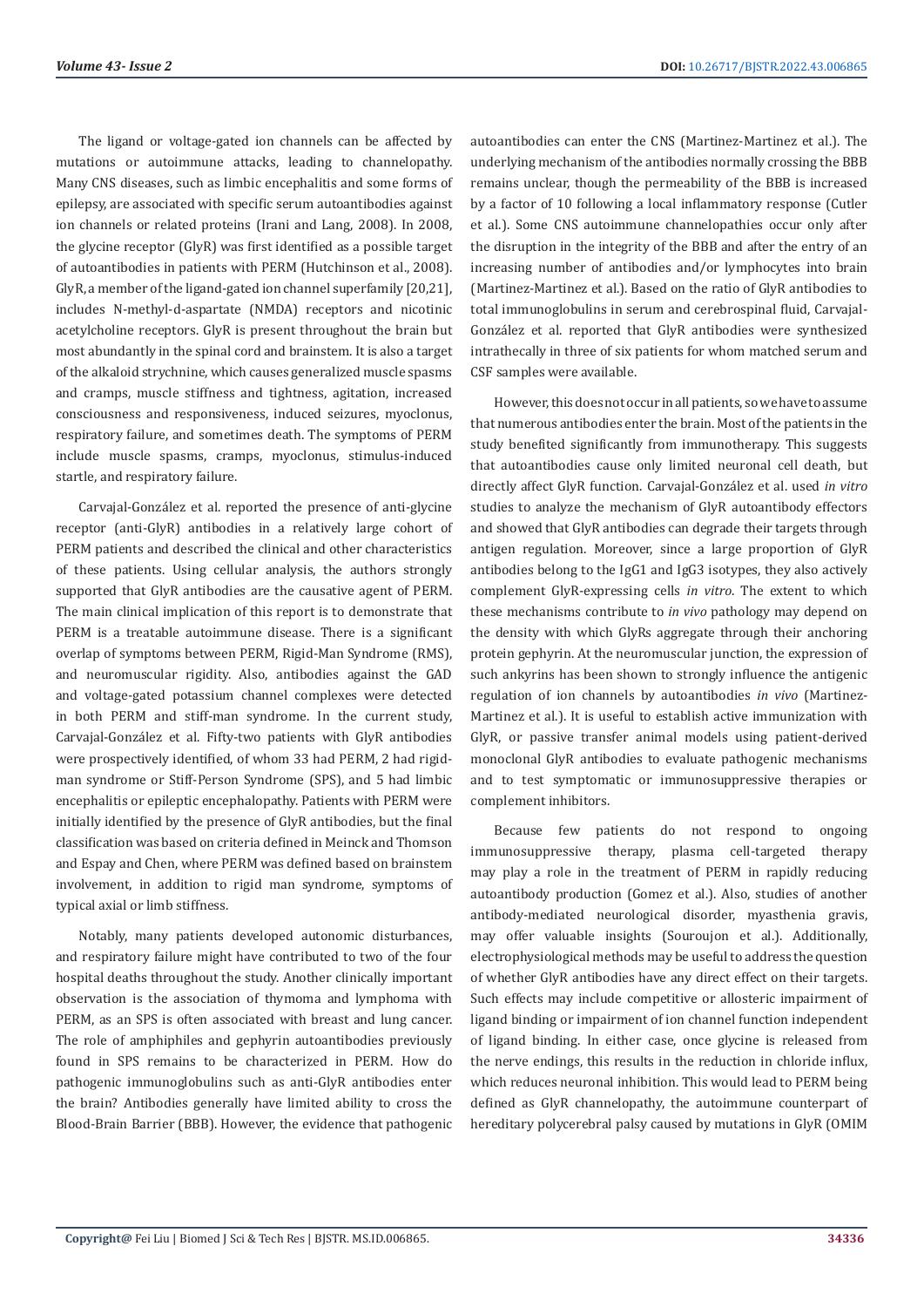The ligand or voltage-gated ion channels can be affected by mutations or autoimmune attacks, leading to channelopathy. Many CNS diseases, such as limbic encephalitis and some forms of epilepsy, are associated with specific serum autoantibodies against ion channels or related proteins (Irani and Lang, 2008). In 2008, the glycine receptor (GlyR) was first identified as a possible target of autoantibodies in patients with PERM (Hutchinson et al., 2008). GlyR, a member of the ligand-gated ion channel superfamily [20,21], includes N-methyl-d-aspartate (NMDA) receptors and nicotinic acetylcholine receptors. GlyR is present throughout the brain but most abundantly in the spinal cord and brainstem. It is also a target of the alkaloid strychnine, which causes generalized muscle spasms and cramps, muscle stiffness and tightness, agitation, increased consciousness and responsiveness, induced seizures, myoclonus, respiratory failure, and sometimes death. The symptoms of PERM include muscle spasms, cramps, myoclonus, stimulus-induced startle, and respiratory failure.

Carvajal-González et al. reported the presence of anti-glycine receptor (anti-GlyR) antibodies in a relatively large cohort of PERM patients and described the clinical and other characteristics of these patients. Using cellular analysis, the authors strongly supported that GlyR antibodies are the causative agent of PERM. The main clinical implication of this report is to demonstrate that PERM is a treatable autoimmune disease. There is a significant overlap of symptoms between PERM, Rigid-Man Syndrome (RMS), and neuromuscular rigidity. Also, antibodies against the GAD and voltage-gated potassium channel complexes were detected in both PERM and stiff-man syndrome. In the current study, Carvajal-González et al. Fifty-two patients with GlyR antibodies were prospectively identified, of whom 33 had PERM, 2 had rigid-man syndrome or Stiff-Person Syndrome (SPS), and 5 had limbic encephalitis or epileptic encephalopathy. Patients with PERM were initially identified by the presence of GlyR antibodies, but the final classification was based on criteria defined in Meinck and Thomson and Espay and Chen, where PERM was defined based on brainstem involvement, in addition to rigid man syndrome, symptoms of typical axial or limb stiffness.

Notably, many patients developed autonomic disturbances, and respiratory failure might have contributed to two of the four hospital deaths throughout the study. Another clinically important observation is the association of thymoma and lymphoma with PERM, as an SPS is often associated with breast and lung cancer. The role of amphiphiles and gephyrin autoantibodies previously found in SPS remains to be characterized in PERM. How do pathogenic immunoglobulins such as anti-GlyR antibodies enter the brain? Antibodies generally have limited ability to cross the Blood-Brain Barrier (BBB). However, the evidence that pathogenic autoantibodies can enter the CNS (Martinez-Martinez et al.). The underlying mechanism of the antibodies normally crossing the BBB remains unclear, though the permeability of the BBB is increased by a factor of 10 following a local inflammatory response (Cutler et al.). Some CNS autoimmune channelopathies occur only after the disruption in the integrity of the BBB and after the entry of an increasing number of antibodies and/or lymphocytes into brain (Martinez-Martinez et al.). Based on the ratio of GlyR antibodies to total immunoglobulins in serum and cerebrospinal fluid, Carvajal-González et al. reported that GlyR antibodies were synthesized intrathecally in three of six patients for whom matched serum and CSF samples were available.

However, this does not occur in all patients, so we have to assume that numerous antibodies enter the brain. Most of the patients in the study benefited significantly from immunotherapy. This suggests that autoantibodies cause only limited neuronal cell death, but directly affect GlyR function. Carvajal-González et al. used *in vitro* studies to analyze the mechanism of GlyR autoantibody effectors and showed that GlyR antibodies can degrade their targets through antigen regulation. Moreover, since a large proportion of GlyR antibodies belong to the IgG1 and IgG3 isotypes, they also actively complement GlyR-expressing cells *in vitro*. The extent to which these mechanisms contribute to *in vivo* pathology may depend on the density with which GlyRs aggregate through their anchoring protein gephyrin. At the neuromuscular junction, the expression of such ankyrins has been shown to strongly influence the antigenic regulation of ion channels by autoantibodies *in vivo* (Martinez-Martinez et al.). It is useful to establish active immunization with GlyR, or passive transfer animal models using patient-derived monoclonal GlyR antibodies to evaluate pathogenic mechanisms and to test symptomatic or immunosuppressive therapies or complement inhibitors.

Because few patients do not respond to ongoing immunosuppressive therapy, plasma cell-targeted therapy may play a role in the treatment of PERM in rapidly reducing autoantibody production (Gomez et al.). Also, studies of another antibody-mediated neurological disorder, myasthenia gravis, may offer valuable insights (Souroujon et al.). Additionally, electrophysiological methods may be useful to address the question of whether GlyR antibodies have any direct effect on their targets. Such effects may include competitive or allosteric impairment of ligand binding or impairment of ion channel function independent of ligand binding. In either case, once glycine is released from the nerve endings, this results in the reduction in chloride influx, which reduces neuronal inhibition. This would lead to PERM being defined as GlyR channelopathy, the autoimmune counterpart of hereditary polycerebral palsy caused by mutations in GlyR (OMIM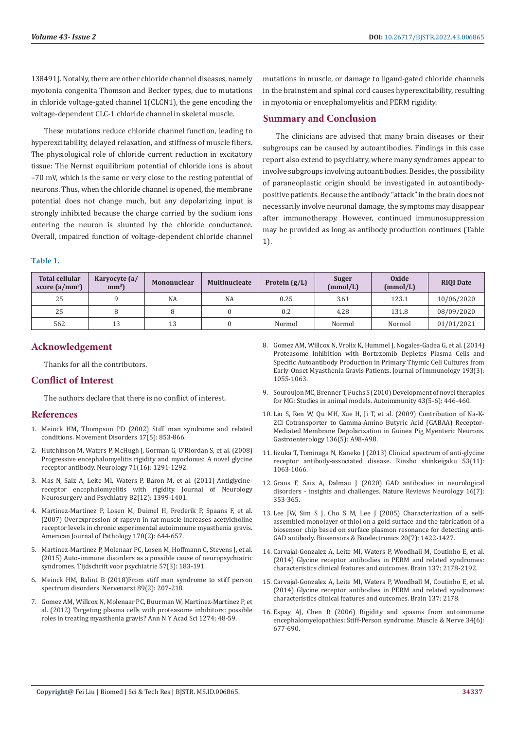138491). Notably, there are other chloride channel diseases, namely myotonia congenita Thomson and Becker types, due to mutations in chloride voltage-gated channel 1(CLCN1), the gene encoding the voltage-dependent CLC-1 chloride channel in skeletal muscle.

These mutations reduce chloride channel function, leading to hyperexcitability, delayed relaxation, and stiffness of muscle fibers. The physiological role of chloride current reduction in excitatory tissue: The Nernst equilibrium potential of chloride ions is about –70 mV, which is the same or very close to the resting potential of neurons. Thus, when the chloride channel is opened, the membrane potential does not change much, but any depolarizing input is strongly inhibited because the charge carried by the sodium ions entering the neuron is shunted by the chloride conductance. Overall, impaired function of voltage-dependent chloride channel mutations in muscle, or damage to ligand-gated chloride channels in the brainstem and spinal cord causes hyperexcitability, resulting in myotonia or encephalomyelitis and PERM rigidity.

## Summary and Conclusion

The clinicians are advised that many brain diseases or their subgroups can be caused by autoantibodies. Findings in this case report also extend to psychiatry, where many syndromes appear to involve subgroups involving autoantibodies. Besides, the possibility of paraneoplastic origin should be investigated in autoantibody-positive patients. Because the antibody "attack" in the brain does not necessarily involve neuronal damage, the symptoms may disappear after immunotherapy. However, continued immunosuppression may be provided as long as antibody production continues (Table 1).

**Table 1.**

| Total cellular score (a/mm$^3$) | Karyocyte (a/mm$^3$) | Mononuclear | Multinucleate | Protein (g/L) | Suger (mmol/L) | Oxide (mmol/L) | RIQI Date |
|---|---|---|---|---|---|---|---|
| 25 | 9 | NA | NA | 0.25 | 3.61 | 123.1 | 10/06/2020 |
| 25 | 8 | 8 | 0 | 0.2 | 4.28 | 131.8 | 08/09/2020 |
| 562 | 13 | 13 | 0 | Normol | Normol | Normol | 01/01/2021 |

## Acknowledgement

Thanks for all the contributors.

## Conflict of Interest

The authors declare that there is no conflict of interest.

## References

1. Meinck HM, Thompson PD (2002) Stiff man syndrome and related conditions. Movement Disorders 17(5): 853-866.
2. Hutchinson M, Waters P, McHugh J, Gorman G, O'Riordan S, et al. (2008) Progressive encephalomyelitis rigidity and myoclonus: A novel glycine receptor antibody. Neurology 71(16): 1291-1292.
3. Mas N, Saiz A, Leite MI, Waters P, Baron M, et al. (2011) Antiglycine-receptor encephalomyelitis with rigidity. Journal of Neurology Neurosurgery and Psychiatry 82(12): 1399-1401.
4. Martinez-Martinez P, Losen M, Duimel H, Frederik P, Spaans F, et al. (2007) Overexpression of rapsyn in rat muscle increases acetylcholine receptor levels in chronic experimental autoimmune myasthenia gravis. American Journal of Pathology 170(2): 644-657.
5. Martinez-Martinez P, Molenaar PC, Losen M, Hoffmann C, Stevens J, et al. (2015) Auto-immune disorders as a possible cause of neuropsychiatric syndromes. Tijdschrift voor psychiatrie 57(3): 183-191.
6. Meinck HM, Balint B (2018)From stiff man syndrome to stiff person spectrum disorders. Nervenarzt 89(2): 207-218.
7. Gomez AM, Willcox N, Molenaar PC, Buurman W, Martinez-Martinez P, et al. (2012) Targeting plasma cells with proteasome inhibitors: possible roles in treating myasthenia gravis? Ann N Y Acad Sci 1274: 48-59.
8. Gomez AM, Willcox N, Vrolix K, Hummel J, Nogales-Gadea G, et al. (2014) Proteasome Inhibition with Bortezomib Depletes Plasma Cells and Specific Autoantibody Production in Primary Thymic Cell Cultures from Early-Onset Myasthenia Gravis Patients. Journal of Immunology 193(3): 1055-1063.
9. Souroujon MC, Brenner T, Fuchs S (2010) Development of novel therapies for MG: Studies in animal models. Autoimmunity 43(5-6): 446-460.
10. Liu S, Ren W, Qu MH, Xue H, Ji T, et al. (2009) Contribution of Na-K-2Cl Cotransporter to Gamma-Amino Butyric Acid (GABAA) Receptor-Mediated Membrane Depolarization in Guinea Pig Myenteric Neurons. Gastroenterology 136(5): A98-A98.
11. Iizuka T, Tominaga N, Kaneko J (2013) Clinical spectrum of anti-glycine receptor antibody-associated disease. Rinsho shinkeigaku 53(11): 1063-1066.
12. Graus F, Saiz A, Dalmau J (2020) GAD antibodies in neurological disorders - insights and challenges. Nature Reviews Neurology 16(7): 353-365.
13. Lee JW, Sim S J, Cho S M, Lee J (2005) Characterization of a self-assembled monolayer of thiol on a gold surface and the fabrication of a biosensor chip based on surface plasmon resonance for detecting anti-GAD antibody. Biosensors & Bioelectronics 20(7): 1422-1427.
14. Carvajal-Gonzalez A, Leite MI, Waters P, Woodhall M, Coutinho E, et al. (2014) Glycine receptor antibodies in PERM and related syndromes: characteristics clinical features and outcomes. Brain 137: 2178-2192.
15. Carvajal-Gonzalez A, Leite MI, Waters P, Woodhall M, Coutinho E, et al. (2014) Glycine receptor antibodies in PERM and related syndromes: characteristics clinical features and outcomes. Brain 137: 2178.
16. Espay AJ, Chen R (2006) Rigidity and spasms from autoimmune encephalomyelopathies: Stiff-Person syndrome. Muscle & Nerve 34(6): 677-690.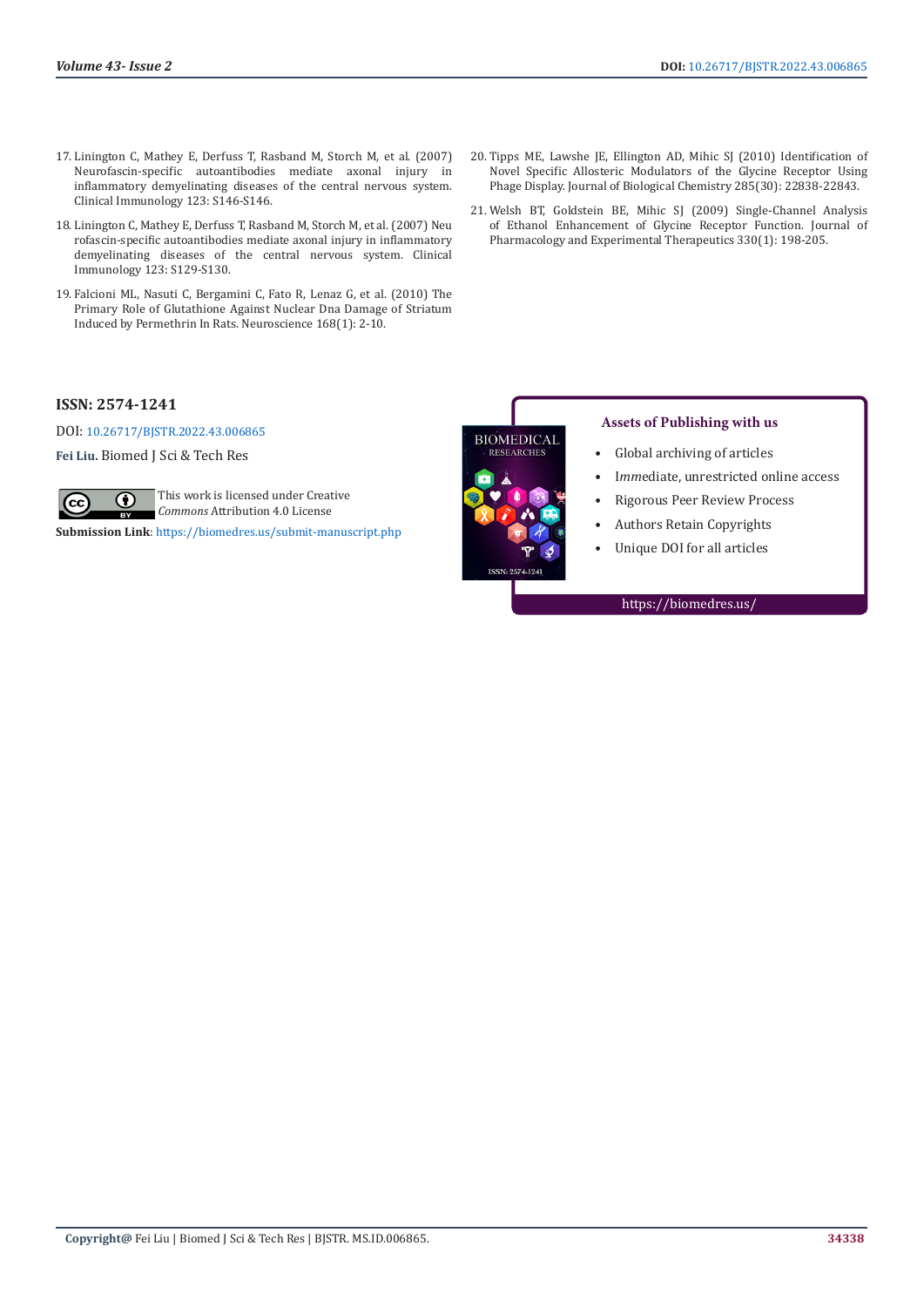17. Linington C, Mathey E, Derfuss T, Rasband M, Storch M, et al. (2007) Neurofascin-specific autoantibodies mediate axonal injury in inflammatory demyelinating diseases of the central nervous system. Clinical Immunology 123: S146-S146.

18. Linington C, Mathey E, Derfuss T, Rasband M, Storch M, et al. (2007) Neu rofascin-specific autoantibodies mediate axonal injury in inflammatory demyelinating diseases of the central nervous system. Clinical Immunology 123: S129-S130.

19. Falcioni ML, Nasuti C, Bergamini C, Fato R, Lenaz G, et al. (2010) The Primary Role of Glutathione Against Nuclear Dna Damage of Striatum Induced by Permethrin In Rats. Neuroscience 168(1): 2-10.

20. Tipps ME, Lawshe JE, Ellington AD, Mihic SJ (2010) Identification of Novel Specific Allosteric Modulators of the Glycine Receptor Using Phage Display. Journal of Biological Chemistry 285(30): 22838-22843.

21. Welsh BT, Goldstein BE, Mihic SJ (2009) Single-Channel Analysis of Ethanol Enhancement of Glycine Receptor Function. Journal of Pharmacology and Experimental Therapeutics 330(1): 198-205.

**ISSN: 2574-1241**

DOI: 10.26717/BJSTR.2022.43.006865

**Fei Liu.** Biomed J Sci & Tech Res

This work is licensed under Creative *Commons* Attribution 4.0 License

**Submission Link**: https://biomedres.us/submit-manuscript.php

**Assets of Publishing with us**

- Global archiving of articles
- Immediate, unrestricted online access
- Rigorous Peer Review Process
- Authors Retain Copyrights
- Unique DOI for all articles

https://biomedres.us/